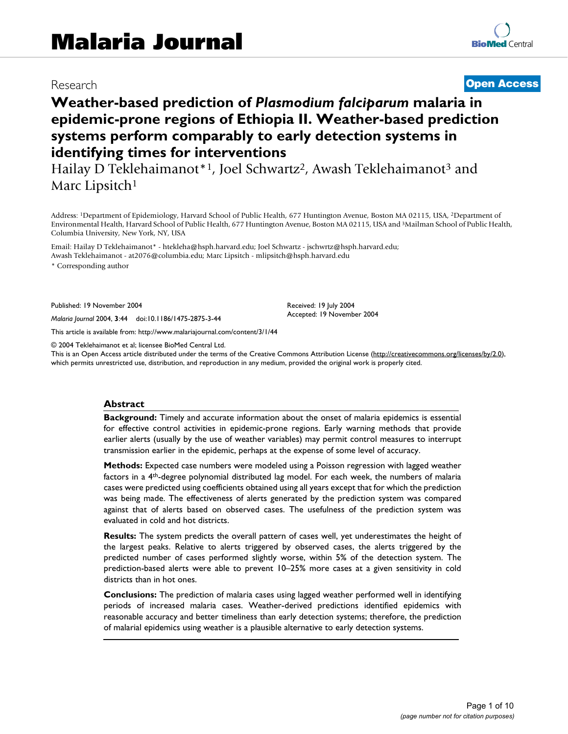# Malaria Journal

Research **Open Access**

# Weather-based prediction of *Plasmodium falciparum* malaria in epidemic-prone regions of Ethiopia II. Weather-based prediction systems perform comparably to early detection systems in identifying times for interventions

Hailay D Teklehaimanot*[1], Joel Schwartz[2], Awash Teklehaimanot[3] and Marc Lipsitch[1]

Address: [1]Department of Epidemiology, Harvard School of Public Health, 677 Huntington Avenue, Boston MA 02115, USA, [2]Department of Environmental Health, Harvard School of Public Health, 677 Huntington Avenue, Boston MA 02115, USA and [3]Mailman School of Public Health, Columbia University, New York, NY, USA

Email: Hailay D Teklehaimanot* - htekleha@hsph.harvard.edu; Joel Schwartz - jschwrtz@hsph.harvard.edu; Awash Teklehaimanot - at2076@columbia.edu; Marc Lipsitch - mlipsitch@hsph.harvard.edu

\* Corresponding author

Published: 19 November 2004

*Malaria Journal* 2004, **3**:44 doi:10.1186/1475-2875-3-44

Received: 19 July 2004
Accepted: 19 November 2004

This article is available from: http://www.malariajournal.com/content/3/1/44

© 2004 Teklehaimanot et al; licensee BioMed Central Ltd.
This is an Open Access article distributed under the terms of the Creative Commons Attribution License (http://creativecommons.org/licenses/by/2.0), which permits unrestricted use, distribution, and reproduction in any medium, provided the original work is properly cited.

## Abstract

**Background:** Timely and accurate information about the onset of malaria epidemics is essential for effective control activities in epidemic-prone regions. Early warning methods that provide earlier alerts (usually by the use of weather variables) may permit control measures to interrupt transmission earlier in the epidemic, perhaps at the expense of some level of accuracy.

**Methods:** Expected case numbers were modeled using a Poisson regression with lagged weather factors in a 4$^{th}$-degree polynomial distributed lag model. For each week, the numbers of malaria cases were predicted using coefficients obtained using all years except that for which the prediction was being made. The effectiveness of alerts generated by the prediction system was compared against that of alerts based on observed cases. The usefulness of the prediction system was evaluated in cold and hot districts.

**Results:** The system predicts the overall pattern of cases well, yet underestimates the height of the largest peaks. Relative to alerts triggered by observed cases, the alerts triggered by the predicted number of cases performed slightly worse, within 5% of the detection system. The prediction-based alerts were able to prevent 10–25% more cases at a given sensitivity in cold districts than in hot ones.

**Conclusions:** The prediction of malaria cases using lagged weather performed well in identifying periods of increased malaria cases. Weather-derived predictions identified epidemics with reasonable accuracy and better timeliness than early detection systems; therefore, the prediction of malarial epidemics using weather is a plausible alternative to early detection systems.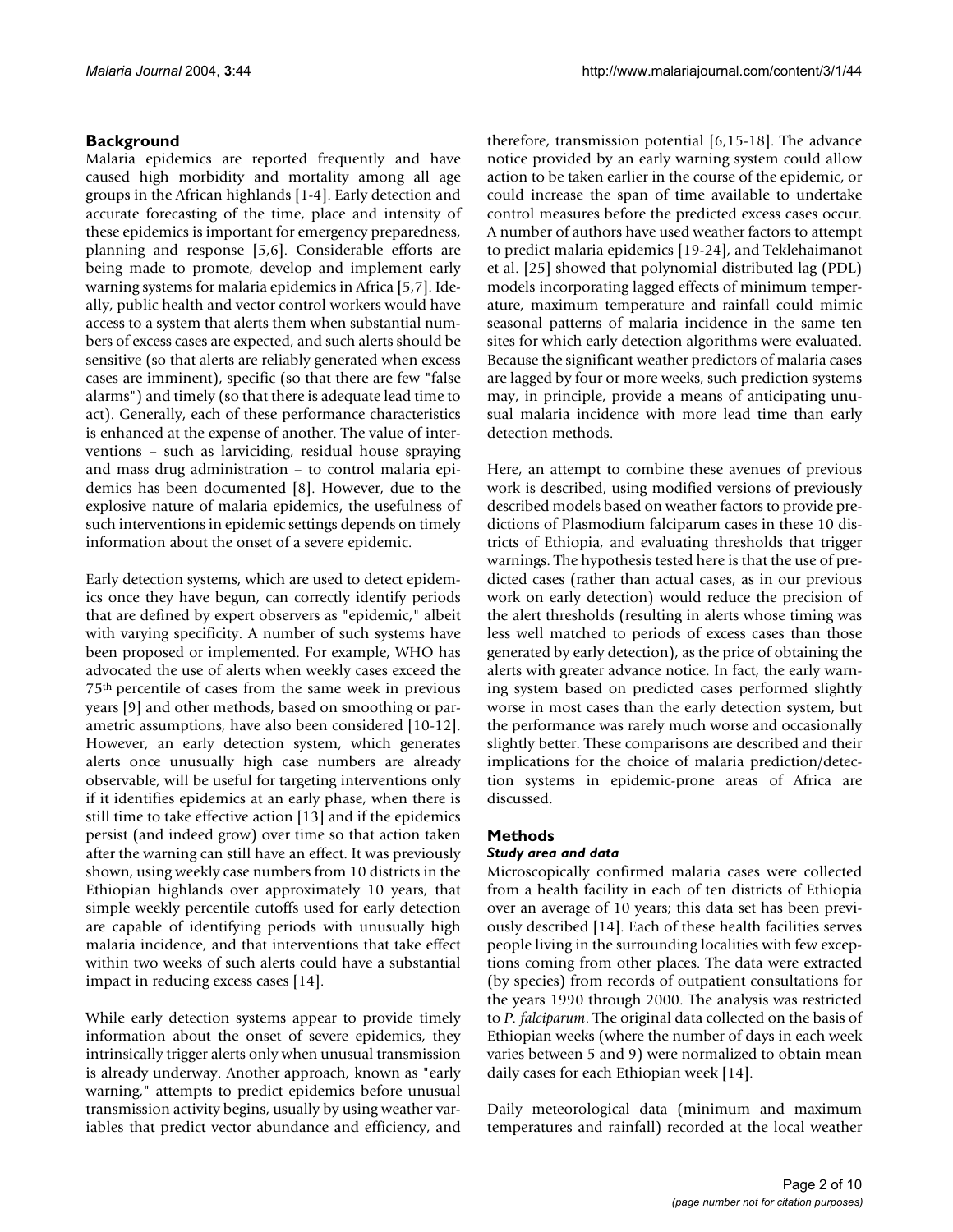## Background

Malaria epidemics are reported frequently and have caused high morbidity and mortality among all age groups in the African highlands [1-4]. Early detection and accurate forecasting of the time, place and intensity of these epidemics is important for emergency preparedness, planning and response [5,6]. Considerable efforts are being made to promote, develop and implement early warning systems for malaria epidemics in Africa [5,7]. Ideally, public health and vector control workers would have access to a system that alerts them when substantial numbers of excess cases are expected, and such alerts should be sensitive (so that alerts are reliably generated when excess cases are imminent), specific (so that there are few "false alarms") and timely (so that there is adequate lead time to act). Generally, each of these performance characteristics is enhanced at the expense of another. The value of interventions – such as larviciding, residual house spraying and mass drug administration – to control malaria epidemics has been documented [8]. However, due to the explosive nature of malaria epidemics, the usefulness of such interventions in epidemic settings depends on timely information about the onset of a severe epidemic.

Early detection systems, which are used to detect epidemics once they have begun, can correctly identify periods that are defined by expert observers as "epidemic," albeit with varying specificity. A number of such systems have been proposed or implemented. For example, WHO has advocated the use of alerts when weekly cases exceed the 75th percentile of cases from the same week in previous years [9] and other methods, based on smoothing or parametric assumptions, have also been considered [10-12]. However, an early detection system, which generates alerts once unusually high case numbers are already observable, will be useful for targeting interventions only if it identifies epidemics at an early phase, when there is still time to take effective action [13] and if the epidemics persist (and indeed grow) over time so that action taken after the warning can still have an effect. It was previously shown, using weekly case numbers from 10 districts in the Ethiopian highlands over approximately 10 years, that simple weekly percentile cutoffs used for early detection are capable of identifying periods with unusually high malaria incidence, and that interventions that take effect within two weeks of such alerts could have a substantial impact in reducing excess cases [14].

While early detection systems appear to provide timely information about the onset of severe epidemics, they intrinsically trigger alerts only when unusual transmission is already underway. Another approach, known as "early warning," attempts to predict epidemics before unusual transmission activity begins, usually by using weather variables that predict vector abundance and efficiency, and therefore, transmission potential [6,15-18]. The advance notice provided by an early warning system could allow action to be taken earlier in the course of the epidemic, or could increase the span of time available to undertake control measures before the predicted excess cases occur. A number of authors have used weather factors to attempt to predict malaria epidemics [19-24], and Teklehaimanot et al. [25] showed that polynomial distributed lag (PDL) models incorporating lagged effects of minimum temperature, maximum temperature and rainfall could mimic seasonal patterns of malaria incidence in the same ten sites for which early detection algorithms were evaluated. Because the significant weather predictors of malaria cases are lagged by four or more weeks, such prediction systems may, in principle, provide a means of anticipating unusual malaria incidence with more lead time than early detection methods.

Here, an attempt to combine these avenues of previous work is described, using modified versions of previously described models based on weather factors to provide predictions of Plasmodium falciparum cases in these 10 districts of Ethiopia, and evaluating thresholds that trigger warnings. The hypothesis tested here is that the use of predicted cases (rather than actual cases, as in our previous work on early detection) would reduce the precision of the alert thresholds (resulting in alerts whose timing was less well matched to periods of excess cases than those generated by early detection), as the price of obtaining the alerts with greater advance notice. In fact, the early warning system based on predicted cases performed slightly worse in most cases than the early detection system, but the performance was rarely much worse and occasionally slightly better. These comparisons are described and their implications for the choice of malaria prediction/detection systems in epidemic-prone areas of Africa are discussed.

## Methods

### *Study area and data*

Microscopically confirmed malaria cases were collected from a health facility in each of ten districts of Ethiopia over an average of 10 years; this data set has been previously described [14]. Each of these health facilities serves people living in the surrounding localities with few exceptions coming from other places. The data were extracted (by species) from records of outpatient consultations for the years 1990 through 2000. The analysis was restricted to *P. falciparum*. The original data collected on the basis of Ethiopian weeks (where the number of days in each week varies between 5 and 9) were normalized to obtain mean daily cases for each Ethiopian week [14].

Daily meteorological data (minimum and maximum temperatures and rainfall) recorded at the local weather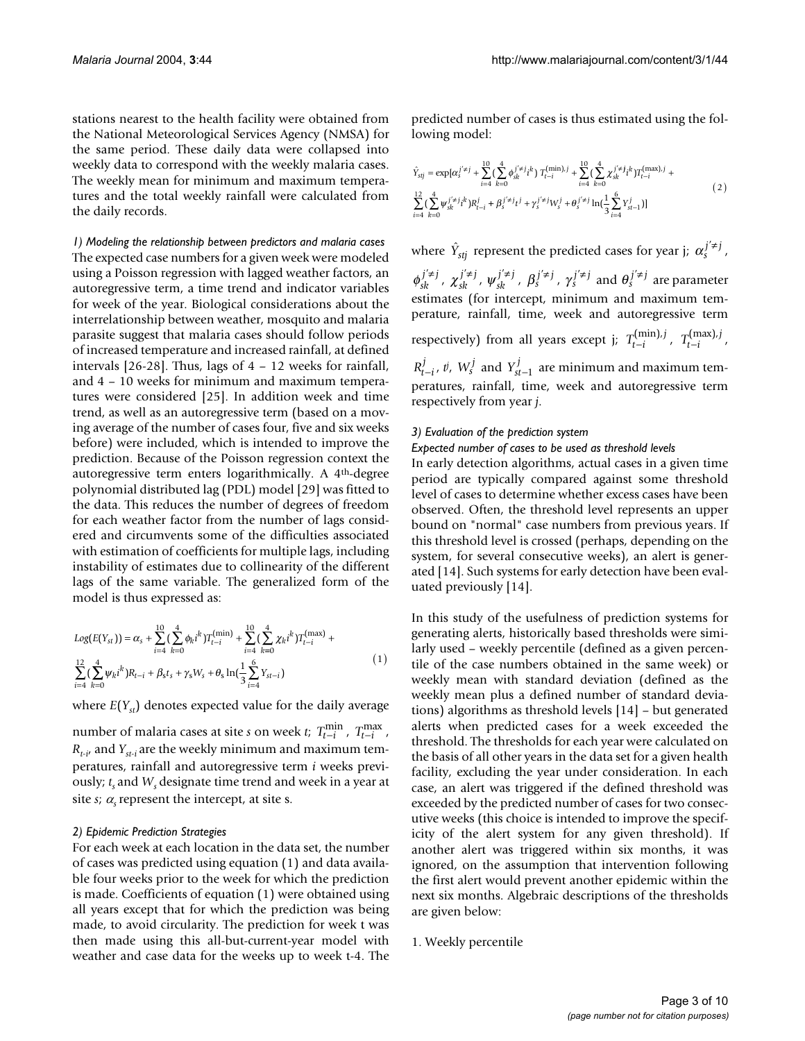stations nearest to the health facility were obtained from the National Meteorological Services Agency (NMSA) for the same period. These daily data were collapsed into weekly data to correspond with the weekly malaria cases. The weekly mean for minimum and maximum temperatures and the total weekly rainfall were calculated from the daily records.

*1) Modeling the relationship between predictors and malaria cases*

The expected case numbers for a given week were modeled using a Poisson regression with lagged weather factors, an autoregressive term, a time trend and indicator variables for week of the year. Biological considerations about the interrelationship between weather, mosquito and malaria parasite suggest that malaria cases should follow periods of increased temperature and increased rainfall, at defined intervals [26-28]. Thus, lags of 4 – 12 weeks for rainfall, and 4 – 10 weeks for minimum and maximum temperatures were considered [25]. In addition week and time trend, as well as an autoregressive term (based on a moving average of the number of cases four, five and six weeks before) were included, which is intended to improve the prediction. Because of the Poisson regression context the autoregressive term enters logarithmically. A 4th-degree polynomial distributed lag (PDL) model [29] was fitted to the data. This reduces the number of degrees of freedom for each weather factor from the number of lags considered and circumvents some of the difficulties associated with estimation of coefficients for multiple lags, including instability of estimates due to collinearity of the different lags of the same variable. The generalized form of the model is thus expressed as:

$$Log(E(Y_{st})) = \alpha_s + \sum_{i=4}^{10}(\sum_{k=0}^{4}\phi_k i^k)T_{t-i}^{(\min)} + \sum_{i=4}^{10}(\sum_{k=0}^{4}\chi_k i^k)T_{t-i}^{(\max)} + \sum_{i=4}^{12}(\sum_{k=0}^{4}\psi_k i^k)R_{t-i} + \beta_s t_s + \gamma_s W_s + \theta_s \ln(\frac{1}{3}\sum_{i=4}^{6}Y_{st-i}) \quad (1)$$

where $E(Y_{st})$ denotes expected value for the daily average number of malaria cases at site *s* on week *t*; $T_{t-i}^{\min}$, $T_{t-i}^{\max}$, $R_{t-i}$, and $Y_{st-i}$ are the weekly minimum and maximum temperatures, rainfall and autoregressive term *i* weeks previously; $t_s$ and $W_s$ designate time trend and week in a year at site *s*; $\alpha_s$ represent the intercept, at site s.

*2) Epidemic Prediction Strategies*

For each week at each location in the data set, the number of cases was predicted using equation (1) and data available four weeks prior to the week for which the prediction is made. Coefficients of equation (1) were obtained using all years except that for which the prediction was being made, to avoid circularity. The prediction for week t was then made using this all-but-current-year model with weather and case data for the weeks up to week t-4. The predicted number of cases is thus estimated using the following model:

$$\hat{Y}_{stj} = \exp[\alpha_s^{j'\neq j} + \sum_{i=4}^{10}(\sum_{k=0}^{4}\phi_{sk}^{j'\neq j} i^k)\,T_{t-i}^{(\min),j} + \sum_{i=4}^{10}(\sum_{k=0}^{4}\chi_{sk}^{j'\neq j} i^k)T_{t-i}^{(\max),j} + \sum_{i=4}^{12}(\sum_{k=0}^{4}\psi_{sk}^{j'\neq j} i^k)R_{t-i}^{j} + \beta_s^{j'\neq j}t^j + \gamma_s^{j'\neq j}W_s^j + \theta_s^{j'\neq j}\ln(\frac{1}{3}\sum_{i=4}^{6}Y_{st-1}^{j})] \quad (2)$$

where $\hat{Y}_{stj}$ represent the predicted cases for year j; $\alpha_s^{j'\neq j}$, $\phi_{sk}^{j'\neq j}$, $\chi_{sk}^{j'\neq j}$, $\psi_{sk}^{j'\neq j}$, $\beta_s^{j'\neq j}$, $\gamma_s^{j'\neq j}$ and $\theta_s^{j'\neq j}$ are parameter estimates (for intercept, minimum and maximum temperature, rainfall, time, week and autoregressive term respectively) from all years except j; $T_{t-i}^{(\min),j}$, $T_{t-i}^{(\max),j}$, $R_{t-i}^{j}$, $t^j$, $W_s^j$ and $Y_{st-1}^{j}$ are minimum and maximum temperatures, rainfall, time, week and autoregressive term respectively from year *j*.

*3) Evaluation of the prediction system*

*Expected number of cases to be used as threshold levels*

In early detection algorithms, actual cases in a given time period are typically compared against some threshold level of cases to determine whether excess cases have been observed. Often, the threshold level represents an upper bound on "normal" case numbers from previous years. If this threshold level is crossed (perhaps, depending on the system, for several consecutive weeks), an alert is generated [14]. Such systems for early detection have been evaluated previously [14].

In this study of the usefulness of prediction systems for generating alerts, historically based thresholds were similarly used – weekly percentile (defined as a given percentile of the case numbers obtained in the same week) or weekly mean with standard deviation (defined as the weekly mean plus a defined number of standard deviations) algorithms as threshold levels [14] – but generated alerts when predicted cases for a week exceeded the threshold. The thresholds for each year were calculated on the basis of all other years in the data set for a given health facility, excluding the year under consideration. In each case, an alert was triggered if the defined threshold was exceeded by the predicted number of cases for two consecutive weeks (this choice is intended to improve the specificity of the alert system for any given threshold). If another alert was triggered within six months, it was ignored, on the assumption that intervention following the first alert would prevent another epidemic within the next six months. Algebraic descriptions of the thresholds are given below:

1. Weekly percentile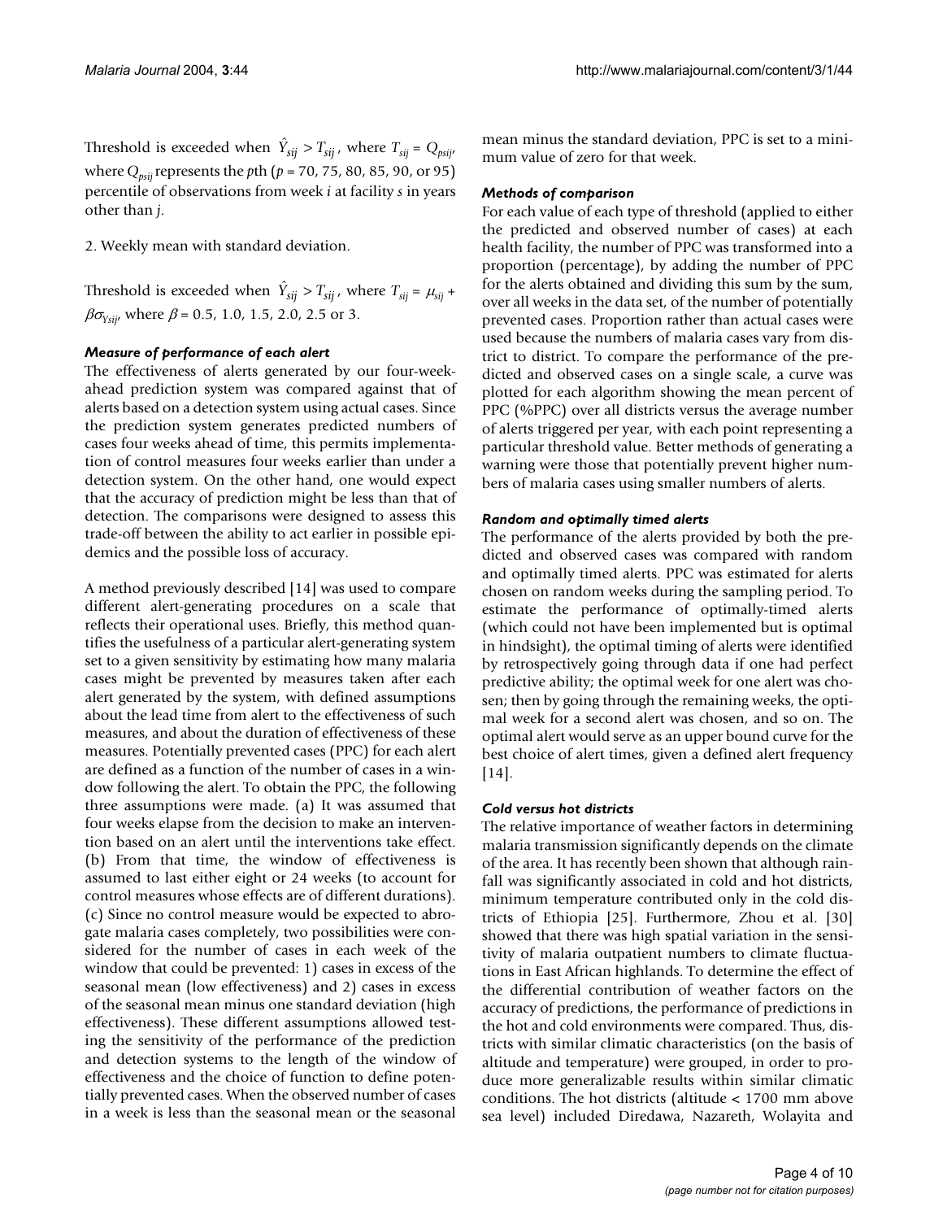Threshold is exceeded when $\hat{Y}_{sij} > T_{sij}$, where $T_{sij} = Q_{psij}$, where $Q_{psij}$ represents the $p$th ($p$ = 70, 75, 80, 85, 90, or 95) percentile of observations from week $i$ at facility $s$ in years other than $j$.

2. Weekly mean with standard deviation.

Threshold is exceeded when $\hat{Y}_{sij} > T_{sij}$, where $T_{sij} = \mu_{sij} + \beta\sigma_{Ysij}$, where $\beta$ = 0.5, 1.0, 1.5, 2.0, 2.5 or 3.

### *Measure of performance of each alert*

The effectiveness of alerts generated by our four-week-ahead prediction system was compared against that of alerts based on a detection system using actual cases. Since the prediction system generates predicted numbers of cases four weeks ahead of time, this permits implementation of control measures four weeks earlier than under a detection system. On the other hand, one would expect that the accuracy of prediction might be less than that of detection. The comparisons were designed to assess this trade-off between the ability to act earlier in possible epidemics and the possible loss of accuracy.

A method previously described [14] was used to compare different alert-generating procedures on a scale that reflects their operational uses. Briefly, this method quantifies the usefulness of a particular alert-generating system set to a given sensitivity by estimating how many malaria cases might be prevented by measures taken after each alert generated by the system, with defined assumptions about the lead time from alert to the effectiveness of such measures, and about the duration of effectiveness of these measures. Potentially prevented cases (PPC) for each alert are defined as a function of the number of cases in a window following the alert. To obtain the PPC, the following three assumptions were made. (a) It was assumed that four weeks elapse from the decision to make an intervention based on an alert until the interventions take effect. (b) From that time, the window of effectiveness is assumed to last either eight or 24 weeks (to account for control measures whose effects are of different durations). (c) Since no control measure would be expected to abrogate malaria cases completely, two possibilities were considered for the number of cases in each week of the window that could be prevented: 1) cases in excess of the seasonal mean (low effectiveness) and 2) cases in excess of the seasonal mean minus one standard deviation (high effectiveness). These different assumptions allowed testing the sensitivity of the performance of the prediction and detection systems to the length of the window of effectiveness and the choice of function to define potentially prevented cases. When the observed number of cases in a week is less than the seasonal mean or the seasonal mean minus the standard deviation, PPC is set to a minimum value of zero for that week.

### *Methods of comparison*

For each value of each type of threshold (applied to either the predicted and observed number of cases) at each health facility, the number of PPC was transformed into a proportion (percentage), by adding the number of PPC for the alerts obtained and dividing this sum by the sum, over all weeks in the data set, of the number of potentially prevented cases. Proportion rather than actual cases were used because the numbers of malaria cases vary from district to district. To compare the performance of the predicted and observed cases on a single scale, a curve was plotted for each algorithm showing the mean percent of PPC (%PPC) over all districts versus the average number of alerts triggered per year, with each point representing a particular threshold value. Better methods of generating a warning were those that potentially prevent higher numbers of malaria cases using smaller numbers of alerts.

### *Random and optimally timed alerts*

The performance of the alerts provided by both the predicted and observed cases was compared with random and optimally timed alerts. PPC was estimated for alerts chosen on random weeks during the sampling period. To estimate the performance of optimally-timed alerts (which could not have been implemented but is optimal in hindsight), the optimal timing of alerts were identified by retrospectively going through data if one had perfect predictive ability; the optimal week for one alert was chosen; then by going through the remaining weeks, the optimal week for a second alert was chosen, and so on. The optimal alert would serve as an upper bound curve for the best choice of alert times, given a defined alert frequency [14].

### *Cold versus hot districts*

The relative importance of weather factors in determining malaria transmission significantly depends on the climate of the area. It has recently been shown that although rainfall was significantly associated in cold and hot districts, minimum temperature contributed only in the cold districts of Ethiopia [25]. Furthermore, Zhou et al. [30] showed that there was high spatial variation in the sensitivity of malaria outpatient numbers to climate fluctuations in East African highlands. To determine the effect of the differential contribution of weather factors on the accuracy of predictions, the performance of predictions in the hot and cold environments were compared. Thus, districts with similar climatic characteristics (on the basis of altitude and temperature) were grouped, in order to produce more generalizable results within similar climatic conditions. The hot districts (altitude < 1700 mm above sea level) included Diredawa, Nazareth, Wolayita and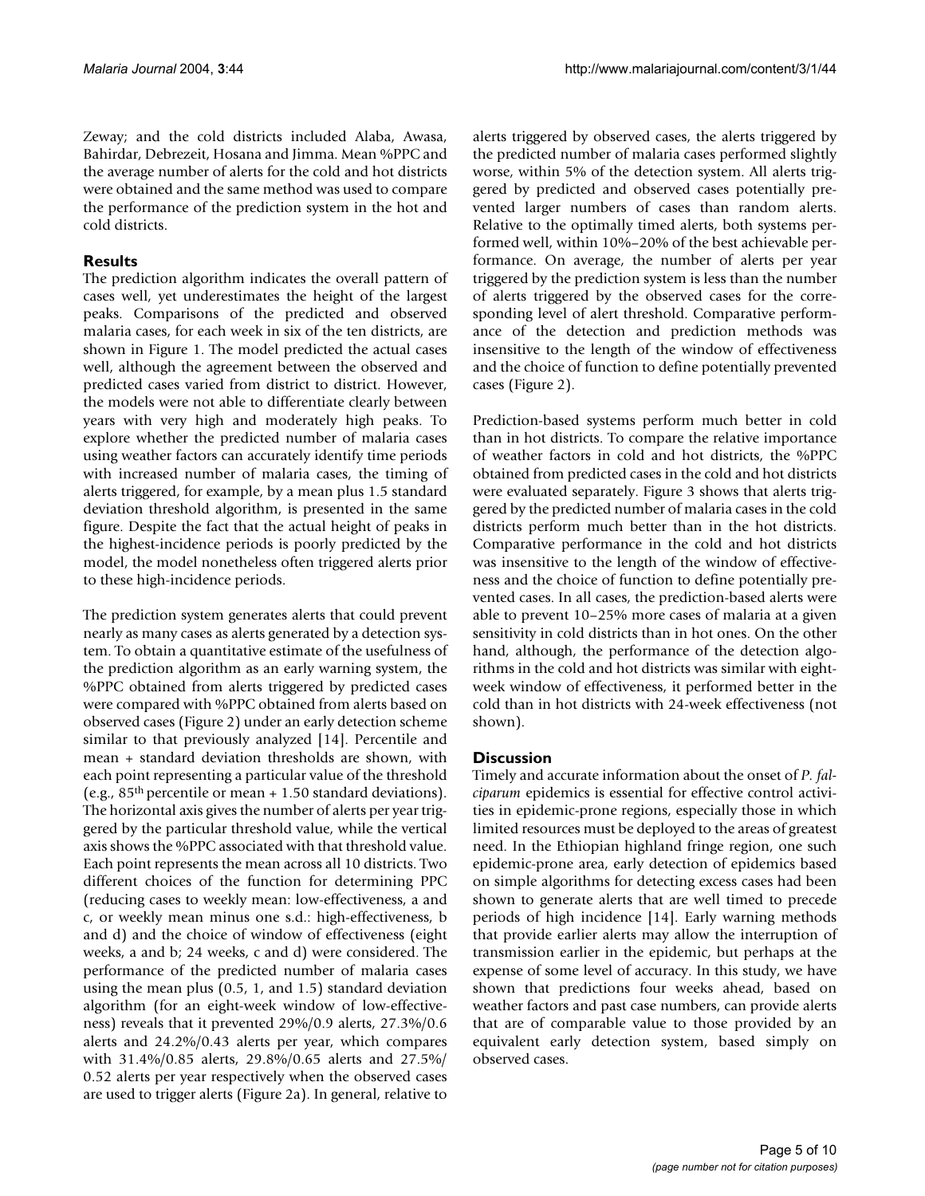Zeway; and the cold districts included Alaba, Awasa, Bahirdar, Debrezeit, Hosana and Jimma. Mean %PPC and the average number of alerts for the cold and hot districts were obtained and the same method was used to compare the performance of the prediction system in the hot and cold districts.

## Results

The prediction algorithm indicates the overall pattern of cases well, yet underestimates the height of the largest peaks. Comparisons of the predicted and observed malaria cases, for each week in six of the ten districts, are shown in Figure 1. The model predicted the actual cases well, although the agreement between the observed and predicted cases varied from district to district. However, the models were not able to differentiate clearly between years with very high and moderately high peaks. To explore whether the predicted number of malaria cases using weather factors can accurately identify time periods with increased number of malaria cases, the timing of alerts triggered, for example, by a mean plus 1.5 standard deviation threshold algorithm, is presented in the same figure. Despite the fact that the actual height of peaks in the highest-incidence periods is poorly predicted by the model, the model nonetheless often triggered alerts prior to these high-incidence periods.

The prediction system generates alerts that could prevent nearly as many cases as alerts generated by a detection system. To obtain a quantitative estimate of the usefulness of the prediction algorithm as an early warning system, the %PPC obtained from alerts triggered by predicted cases were compared with %PPC obtained from alerts based on observed cases (Figure 2) under an early detection scheme similar to that previously analyzed [14]. Percentile and mean + standard deviation thresholds are shown, with each point representing a particular value of the threshold (e.g., 85th percentile or mean + 1.50 standard deviations). The horizontal axis gives the number of alerts per year triggered by the particular threshold value, while the vertical axis shows the %PPC associated with that threshold value. Each point represents the mean across all 10 districts. Two different choices of the function for determining PPC (reducing cases to weekly mean: low-effectiveness, a and c, or weekly mean minus one s.d.: high-effectiveness, b and d) and the choice of window of effectiveness (eight weeks, a and b; 24 weeks, c and d) were considered. The performance of the predicted number of malaria cases using the mean plus (0.5, 1, and 1.5) standard deviation algorithm (for an eight-week window of low-effectiveness) reveals that it prevented 29%/0.9 alerts, 27.3%/0.6 alerts and 24.2%/0.43 alerts per year, which compares with 31.4%/0.85 alerts, 29.8%/0.65 alerts and 27.5%/0.52 alerts per year respectively when the observed cases are used to trigger alerts (Figure 2a). In general, relative to alerts triggered by observed cases, the alerts triggered by the predicted number of malaria cases performed slightly worse, within 5% of the detection system. All alerts triggered by predicted and observed cases potentially prevented larger numbers of cases than random alerts. Relative to the optimally timed alerts, both systems performed well, within 10%–20% of the best achievable performance. On average, the number of alerts per year triggered by the prediction system is less than the number of alerts triggered by the observed cases for the corresponding level of alert threshold. Comparative performance of the detection and prediction methods was insensitive to the length of the window of effectiveness and the choice of function to define potentially prevented cases (Figure 2).

Prediction-based systems perform much better in cold than in hot districts. To compare the relative importance of weather factors in cold and hot districts, the %PPC obtained from predicted cases in the cold and hot districts were evaluated separately. Figure 3 shows that alerts triggered by the predicted number of malaria cases in the cold districts perform much better than in the hot districts. Comparative performance in the cold and hot districts was insensitive to the length of the window of effectiveness and the choice of function to define potentially prevented cases. In all cases, the prediction-based alerts were able to prevent 10–25% more cases of malaria at a given sensitivity in cold districts than in hot ones. On the other hand, although, the performance of the detection algorithms in the cold and hot districts was similar with eight-week window of effectiveness, it performed better in the cold than in hot districts with 24-week effectiveness (not shown).

## Discussion

Timely and accurate information about the onset of *P. falciparum* epidemics is essential for effective control activities in epidemic-prone regions, especially those in which limited resources must be deployed to the areas of greatest need. In the Ethiopian highland fringe region, one such epidemic-prone area, early detection of epidemics based on simple algorithms for detecting excess cases had been shown to generate alerts that are well timed to precede periods of high incidence [14]. Early warning methods that provide earlier alerts may allow the interruption of transmission earlier in the epidemic, but perhaps at the expense of some level of accuracy. In this study, we have shown that predictions four weeks ahead, based on weather factors and past case numbers, can provide alerts that are of comparable value to those provided by an equivalent early detection system, based simply on observed cases.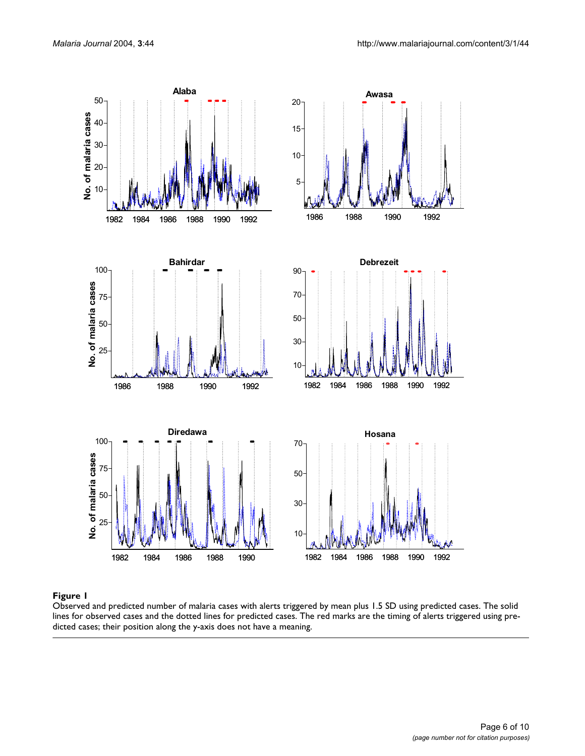**Figure 1**

Observed and predicted number of malaria cases with alerts triggered by mean plus 1.5 SD using predicted cases. The solid lines for observed cases and the dotted lines for predicted cases. The red marks are the timing of alerts triggered using predicted cases; their position along the y-axis does not have a meaning.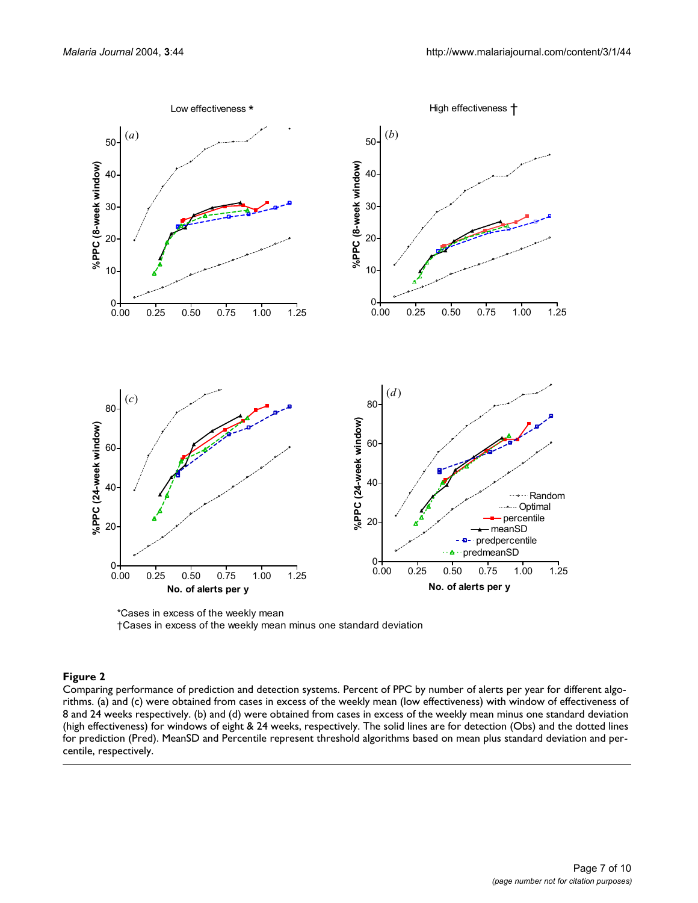Low effectiveness *

High effectiveness †

*Cases in excess of the weekly mean

†Cases in excess of the weekly mean minus one standard deviation

**Figure 2**

Comparing performance of prediction and detection systems. Percent of PPC by number of alerts per year for different algorithms. (a) and (c) were obtained from cases in excess of the weekly mean (low effectiveness) with window of effectiveness of 8 and 24 weeks respectively. (b) and (d) were obtained from cases in excess of the weekly mean minus one standard deviation (high effectiveness) for windows of eight & 24 weeks, respectively. The solid lines are for detection (Obs) and the dotted lines for prediction (Pred). MeanSD and Percentile represent threshold algorithms based on mean plus standard deviation and percentile, respectively.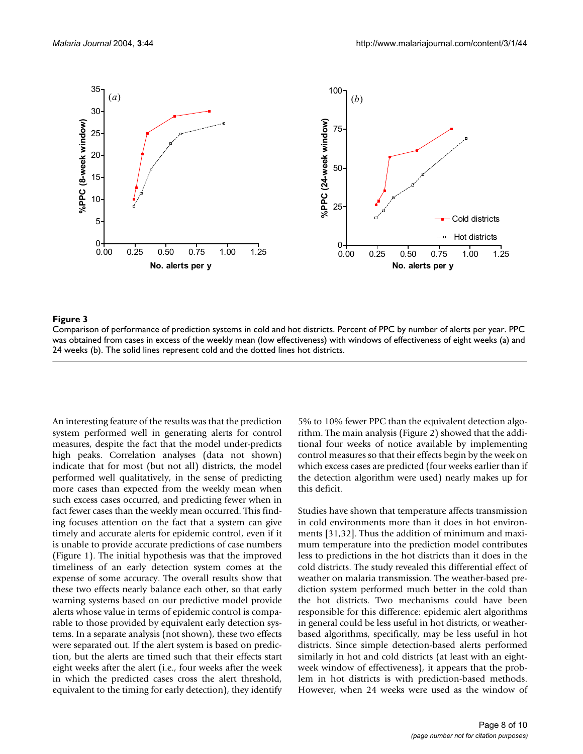(a)

35
30
25
20
15
10
5
0

%PPC (8-week window)

0.00 0.25 0.50 0.75 1.00 1.25

No. alerts per y

(b)

100
75
50
25
0

%PPC (24-week window)

0.00 0.25 0.50 0.75 1.00 1.25

No. alerts per y

Cold districts

Hot districts

**Figure 3**

Comparison of performance of prediction systems in cold and hot districts. Percent of PPC by number of alerts per year. PPC was obtained from cases in excess of the weekly mean (low effectiveness) with windows of effectiveness of eight weeks (a) and 24 weeks (b). The solid lines represent cold and the dotted lines hot districts.

An interesting feature of the results was that the prediction system performed well in generating alerts for control measures, despite the fact that the model under-predicts high peaks. Correlation analyses (data not shown) indicate that for most (but not all) districts, the model performed well qualitatively, in the sense of predicting more cases than expected from the weekly mean when such excess cases occurred, and predicting fewer when in fact fewer cases than the weekly mean occurred. This finding focuses attention on the fact that a system can give timely and accurate alerts for epidemic control, even if it is unable to provide accurate predictions of case numbers (Figure 1). The initial hypothesis was that the improved timeliness of an early detection system comes at the expense of some accuracy. The overall results show that these two effects nearly balance each other, so that early warning systems based on our predictive model provide alerts whose value in terms of epidemic control is comparable to those provided by equivalent early detection systems. In a separate analysis (not shown), these two effects were separated out. If the alert system is based on prediction, but the alerts are timed such that their effects start eight weeks after the alert (i.e., four weeks after the week in which the predicted cases cross the alert threshold, equivalent to the timing for early detection), they identify 5% to 10% fewer PPC than the equivalent detection algorithm. The main analysis (Figure 2) showed that the additional four weeks of notice available by implementing control measures so that their effects begin by the week on which excess cases are predicted (four weeks earlier than if the detection algorithm were used) nearly makes up for this deficit.

Studies have shown that temperature affects transmission in cold environments more than it does in hot environments [31,32]. Thus the addition of minimum and maximum temperature into the prediction model contributes less to predictions in the hot districts than it does in the cold districts. The study revealed this differential effect of weather on malaria transmission. The weather-based prediction system performed much better in the cold than the hot districts. Two mechanisms could have been responsible for this difference: epidemic alert algorithms in general could be less useful in hot districts, or weather-based algorithms, specifically, may be less useful in hot districts. Since simple detection-based alerts performed similarly in hot and cold districts (at least with an eight-week window of effectiveness), it appears that the problem in hot districts is with prediction-based methods. However, when 24 weeks were used as the window of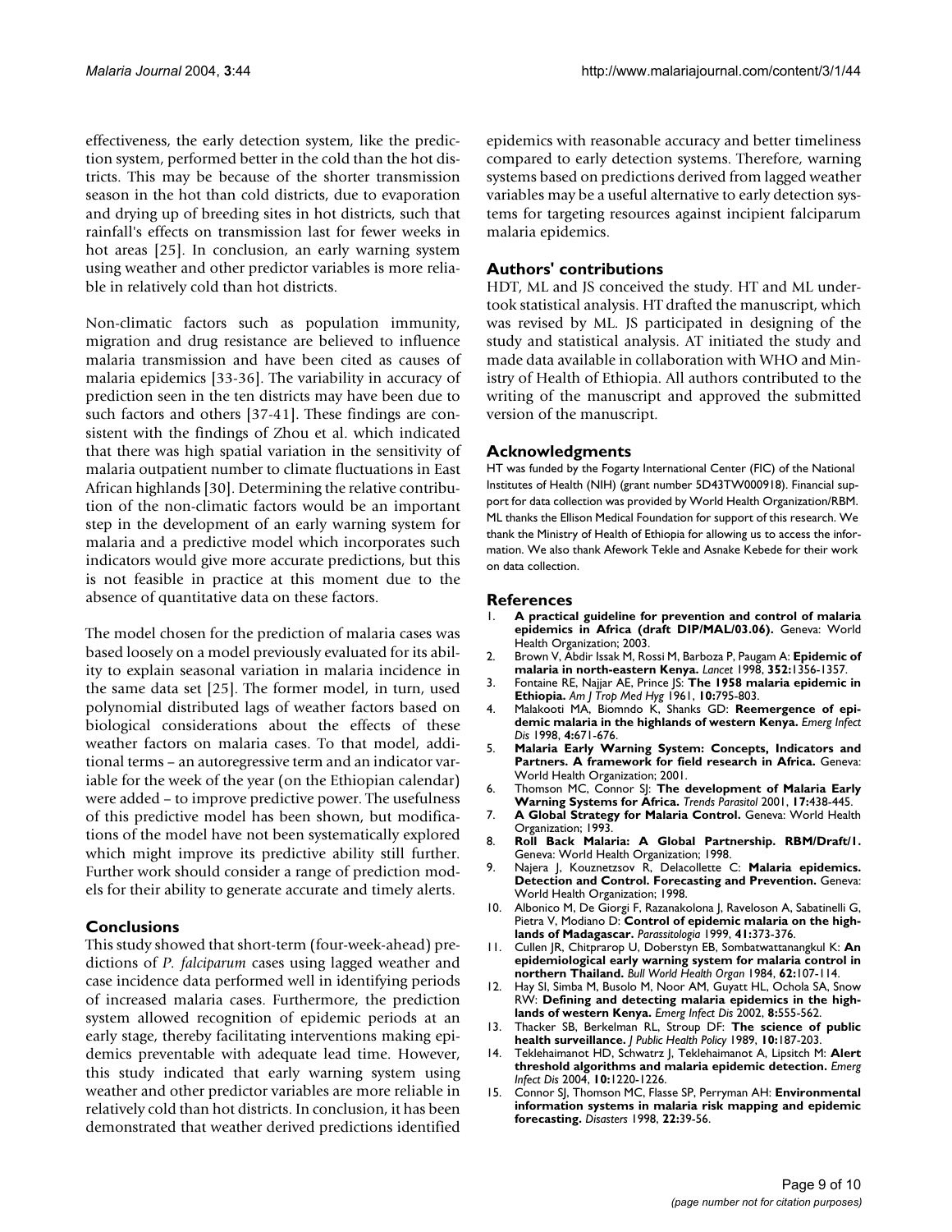effectiveness, the early detection system, like the prediction system, performed better in the cold than the hot districts. This may be because of the shorter transmission season in the hot than cold districts, due to evaporation and drying up of breeding sites in hot districts, such that rainfall's effects on transmission last for fewer weeks in hot areas [25]. In conclusion, an early warning system using weather and other predictor variables is more reliable in relatively cold than hot districts.

Non-climatic factors such as population immunity, migration and drug resistance are believed to influence malaria transmission and have been cited as causes of malaria epidemics [33-36]. The variability in accuracy of prediction seen in the ten districts may have been due to such factors and others [37-41]. These findings are consistent with the findings of Zhou et al. which indicated that there was high spatial variation in the sensitivity of malaria outpatient number to climate fluctuations in East African highlands [30]. Determining the relative contribution of the non-climatic factors would be an important step in the development of an early warning system for malaria and a predictive model which incorporates such indicators would give more accurate predictions, but this is not feasible in practice at this moment due to the absence of quantitative data on these factors.

The model chosen for the prediction of malaria cases was based loosely on a model previously evaluated for its ability to explain seasonal variation in malaria incidence in the same data set [25]. The former model, in turn, used polynomial distributed lags of weather factors based on biological considerations about the effects of these weather factors on malaria cases. To that model, additional terms – an autoregressive term and an indicator variable for the week of the year (on the Ethiopian calendar) were added – to improve predictive power. The usefulness of this predictive model has been shown, but modifications of the model have not been systematically explored which might improve its predictive ability still further. Further work should consider a range of prediction models for their ability to generate accurate and timely alerts.

## Conclusions

This study showed that short-term (four-week-ahead) predictions of *P. falciparum* cases using lagged weather and case incidence data performed well in identifying periods of increased malaria cases. Furthermore, the prediction system allowed recognition of epidemic periods at an early stage, thereby facilitating interventions making epidemics preventable with adequate lead time. However, this study indicated that early warning system using weather and other predictor variables are more reliable in relatively cold than hot districts. In conclusion, it has been demonstrated that weather derived predictions identified epidemics with reasonable accuracy and better timeliness compared to early detection systems. Therefore, warning systems based on predictions derived from lagged weather variables may be a useful alternative to early detection systems for targeting resources against incipient falciparum malaria epidemics.

## Authors' contributions

HDT, ML and JS conceived the study. HT and ML undertook statistical analysis. HT drafted the manuscript, which was revised by ML. JS participated in designing of the study and statistical analysis. AT initiated the study and made data available in collaboration with WHO and Ministry of Health of Ethiopia. All authors contributed to the writing of the manuscript and approved the submitted version of the manuscript.

## Acknowledgments

HT was funded by the Fogarty International Center (FIC) of the National Institutes of Health (NIH) (grant number 5D43TW000918). Financial support for data collection was provided by World Health Organization/RBM. ML thanks the Ellison Medical Foundation for support of this research. We thank the Ministry of Health of Ethiopia for allowing us to access the information. We also thank Afework Tekle and Asnake Kebede for their work on data collection.

## References

1. **A practical guideline for prevention and control of malaria epidemics in Africa (draft DIP/MAL/03.06).** Geneva: World Health Organization; 2003.
2. Brown V, Abdir Issak M, Rossi M, Barboza P, Paugam A: **Epidemic of malaria in north-eastern Kenya.** *Lancet* 1998, **352:**1356-1357.
3. Fontaine RE, Najjar AE, Prince JS: **The 1958 malaria epidemic in Ethiopia.** *Am J Trop Med Hyg* 1961, **10:**795-803.
4. Malakooti MA, Biomndo K, Shanks GD: **Reemergence of epidemic malaria in the highlands of western Kenya.** *Emerg Infect Dis* 1998, **4:**671-676.
5. **Malaria Early Warning System: Concepts, Indicators and Partners. A framework for field research in Africa.** Geneva: World Health Organization; 2001.
6. Thomson MC, Connor SJ: **The development of Malaria Early Warning Systems for Africa.** *Trends Parasitol* 2001, **17:**438-445.
7. **A Global Strategy for Malaria Control.** Geneva: World Health Organization; 1993.
8. **Roll Back Malaria: A Global Partnership. RBM/Draft/1.** Geneva: World Health Organization; 1998.
9. Najera J, Kouznetzsov R, Delacollette C: **Malaria epidemics. Detection and Control. Forecasting and Prevention.** Geneva: World Health Organization; 1998.
10. Albonico M, De Giorgi F, Razanakolona J, Raveloson A, Sabatinelli G, Pietra V, Modiano D: **Control of epidemic malaria on the highlands of Madagascar.** *Parassitologia* 1999, **41:**373-376.
11. Cullen JR, Chitprarop U, Doberstyn EB, Sombatwattanangkul K: **An epidemiological early warning system for malaria control in northern Thailand.** *Bull World Health Organ* 1984, **62:**107-114.
12. Hay SI, Simba M, Busolo M, Noor AM, Guyatt HL, Ochola SA, Snow RW: **Defining and detecting malaria epidemics in the highlands of western Kenya.** *Emerg Infect Dis* 2002, **8:**555-562.
13. Thacker SB, Berkelman RL, Stroup DF: **The science of public health surveillance.** *J Public Health Policy* 1989, **10:**187-203.
14. Teklehaimanot HD, Schwatrz J, Teklehaimanot A, Lipsitch M: **Alert threshold algorithms and malaria epidemic detection.** *Emerg Infect Dis* 2004, **10:**1220-1226.
15. Connor SJ, Thomson MC, Flasse SP, Perryman AH: **Environmental information systems in malaria risk mapping and epidemic forecasting.** *Disasters* 1998, **22:**39-56.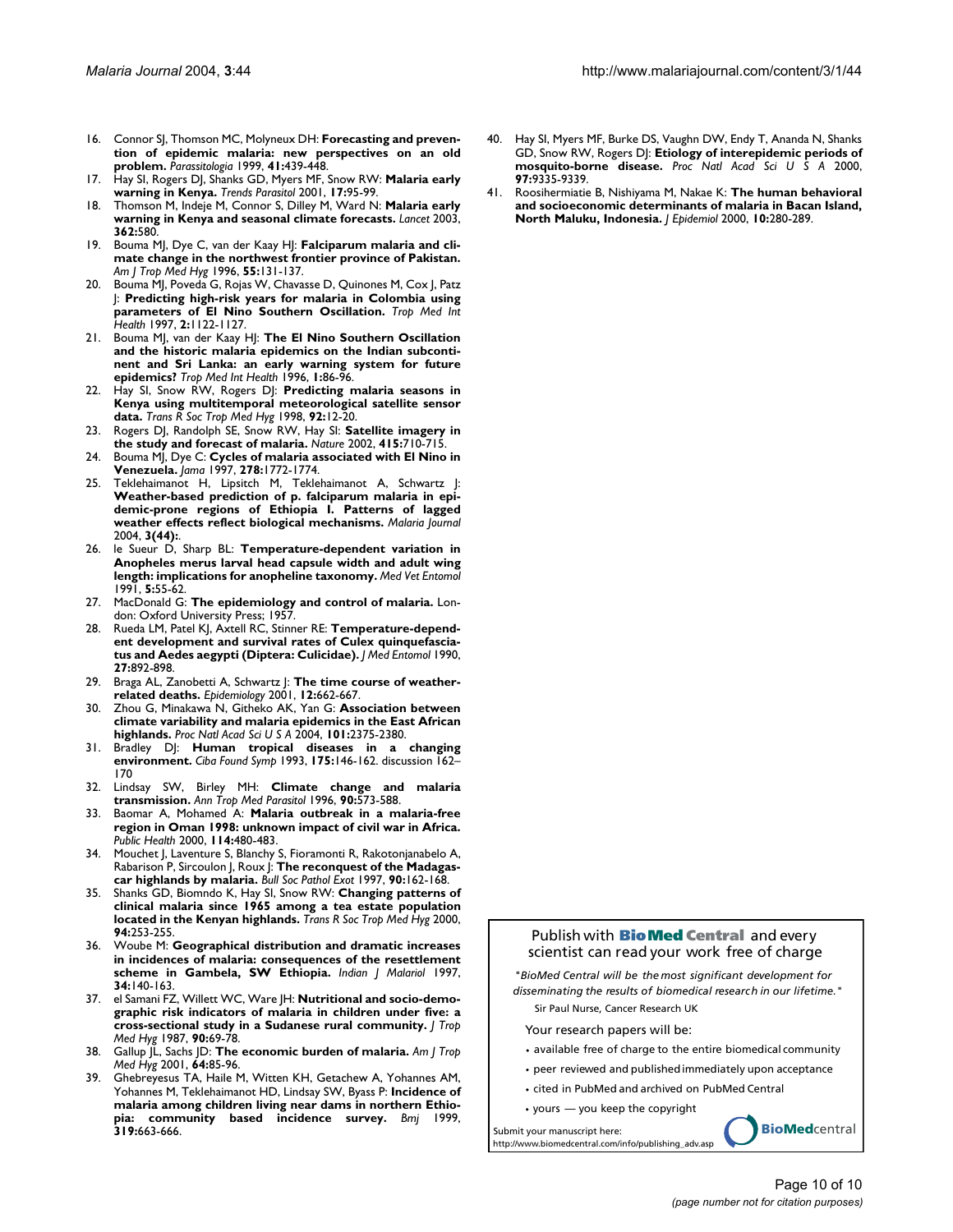16. Connor SJ, Thomson MC, Molyneux DH: **Forecasting and prevention of epidemic malaria: new perspectives on an old problem.** *Parassitologia* 1999, **41:**439-448.
17. Hay SI, Rogers DJ, Shanks GD, Myers MF, Snow RW: **Malaria early warning in Kenya.** *Trends Parasitol* 2001, **17:**95-99.
18. Thomson M, Indeje M, Connor S, Dilley M, Ward N: **Malaria early warning in Kenya and seasonal climate forecasts.** *Lancet* 2003, **362:**580.
19. Bouma MJ, Dye C, van der Kaay HJ: **Falciparum malaria and climate change in the northwest frontier province of Pakistan.** *Am J Trop Med Hyg* 1996, **55:**131-137.
20. Bouma MJ, Poveda G, Rojas W, Chavasse D, Quinones M, Cox J, Patz J: **Predicting high-risk years for malaria in Colombia using parameters of El Nino Southern Oscillation.** *Trop Med Int Health* 1997, **2:**1122-1127.
21. Bouma MJ, van der Kaay HJ: **The El Nino Southern Oscillation and the historic malaria epidemics on the Indian subcontinent and Sri Lanka: an early warning system for future epidemics?** *Trop Med Int Health* 1996, **1:**86-96.
22. Hay SI, Snow RW, Rogers DJ: **Predicting malaria seasons in Kenya using multitemporal meteorological satellite sensor data.** *Trans R Soc Trop Med Hyg* 1998, **92:**12-20.
23. Rogers DJ, Randolph SE, Snow RW, Hay SI: **Satellite imagery in the study and forecast of malaria.** *Nature* 2002, **415:**710-715.
24. Bouma MJ, Dye C: **Cycles of malaria associated with El Nino in Venezuela.** *Jama* 1997, **278:**1772-1774.
25. Teklehaimanot H, Lipsitch M, Teklehaimanot A, Schwartz J: **Weather-based prediction of p. falciparum malaria in epidemic-prone regions of Ethiopia I. Patterns of lagged weather effects reflect biological mechanisms.** *Malaria Journal* 2004, **3(44):**.
26. le Sueur D, Sharp BL: **Temperature-dependent variation in Anopheles merus larval head capsule width and adult wing length: implications for anopheline taxonomy.** *Med Vet Entomol* 1991, **5:**55-62.
27. MacDonald G: **The epidemiology and control of malaria.** London: Oxford University Press; 1957.
28. Rueda LM, Patel KJ, Axtell RC, Stinner RE: **Temperature-dependent development and survival rates of Culex quinquefasciatus and Aedes aegypti (Diptera: Culicidae).** *J Med Entomol* 1990, **27:**892-898.
29. Braga AL, Zanobetti A, Schwartz J: **The time course of weather-related deaths.** *Epidemiology* 2001, **12:**662-667.
30. Zhou G, Minakawa N, Githeko AK, Yan G: **Association between climate variability and malaria epidemics in the East African highlands.** *Proc Natl Acad Sci U S A* 2004, **101:**2375-2380.
31. Bradley DJ: **Human tropical diseases in a changing environment.** *Ciba Found Symp* 1993, **175:**146-162. discussion 162–170
32. Lindsay SW, Birley MH: **Climate change and malaria transmission.** *Ann Trop Med Parasitol* 1996, **90:**573-588.
33. Baomar A, Mohamed A: **Malaria outbreak in a malaria-free region in Oman 1998: unknown impact of civil war in Africa.** *Public Health* 2000, **114:**480-483.
34. Mouchet J, Laventure S, Blanchy S, Fioramonti R, Rakotonjanabelo A, Rabarison P, Sircoulon J, Roux J: **The reconquest of the Madagascar highlands by malaria.** *Bull Soc Pathol Exot* 1997, **90:**162-168.
35. Shanks GD, Biomndo K, Hay SI, Snow RW: **Changing patterns of clinical malaria since 1965 among a tea estate population located in the Kenyan highlands.** *Trans R Soc Trop Med Hyg* 2000, **94:**253-255.
36. Woube M: **Geographical distribution and dramatic increases in incidences of malaria: consequences of the resettlement scheme in Gambela, SW Ethiopia.** *Indian J Malariol* 1997, **34:**140-163.
37. el Samani FZ, Willett WC, Ware JH: **Nutritional and socio-demographic risk indicators of malaria in children under five: a cross-sectional study in a Sudanese rural community.** *J Trop Med Hyg* 1987, **90:**69-78.
38. Gallup JL, Sachs JD: **The economic burden of malaria.** *Am J Trop Med Hyg* 2001, **64:**85-96.
39. Ghebreyesus TA, Haile M, Witten KH, Getachew A, Yohannes AM, Yohannes M, Teklehaimanot HD, Lindsay SW, Byass P: **Incidence of malaria among children living near dams in northern Ethiopia: community based incidence survey.** *Bmj* 1999, **319:**663-666.
40. Hay SI, Myers MF, Burke DS, Vaughn DW, Endy T, Ananda N, Shanks GD, Snow RW, Rogers DJ: **Etiology of interepidemic periods of mosquito-borne disease.** *Proc Natl Acad Sci U S A* 2000, **97:**9335-9339.
41. Roosihermiatie B, Nishiyama M, Nakae K: **The human behavioral and socioeconomic determinants of malaria in Bacan Island, North Maluku, Indonesia.** *J Epidemiol* 2000, **10:**280-289.

Publish with **BioMed Central** and every scientist can read your work free of charge

*"BioMed Central will be the most significant development for disseminating the results of biomedical research in our lifetime."*
Sir Paul Nurse, Cancer Research UK

Your research papers will be:

- available free of charge to the entire biomedical community
- peer reviewed and published immediately upon acceptance
- cited in PubMed and archived on PubMed Central
- yours — you keep the copyright

Submit your manuscript here:
http://www.biomedcentral.com/info/publishing_adv.asp

BioMedcentral